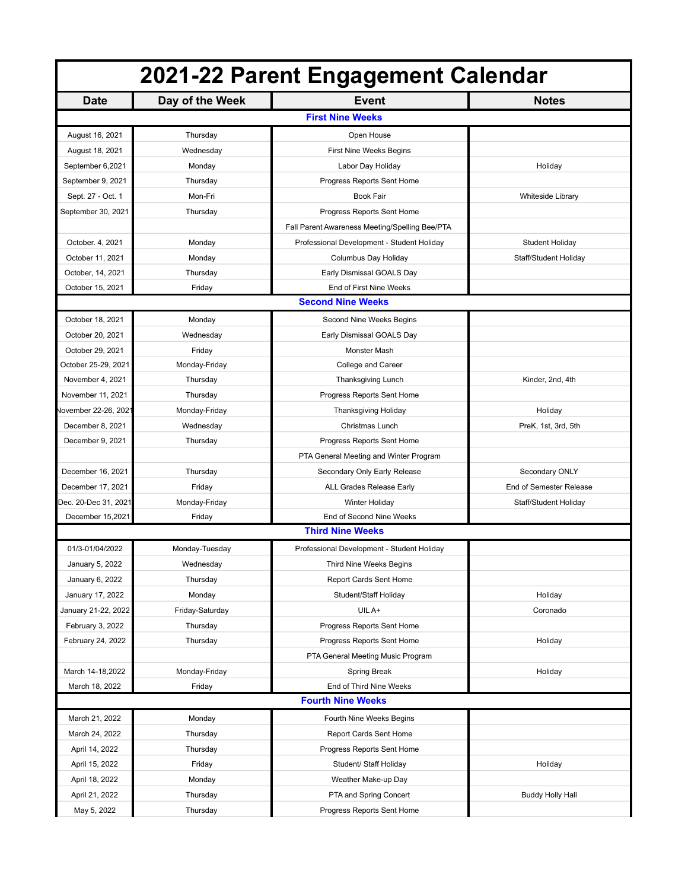# 2021-22 Parent Engagement Calendar

| Date | Day of the Week | Event | Notes |
|---|---|---|---|
| **First Nine Weeks** | | | |
| August 16, 2021 | Thursday | Open House | |
| August 18, 2021 | Wednesday | First Nine Weeks Begins | |
| September 6,2021 | Monday | Labor Day Holiday | Holiday |
| September 9, 2021 | Thursday | Progress Reports Sent Home | |
| Sept. 27 - Oct. 1 | Mon-Fri | Book Fair | Whiteside Library |
| September 30, 2021 | Thursday | Progress Reports Sent Home | |
| | | Fall Parent Awareness Meeting/Spelling Bee/PTA | |
| October. 4, 2021 | Monday | Professional Development - Student Holiday | Student Holiday |
| October 11, 2021 | Monday | Columbus Day Holiday | Staff/Student Holiday |
| October, 14, 2021 | Thursday | Early Dismissal GOALS Day | |
| October 15, 2021 | Friday | End of First Nine Weeks | |
| **Second Nine Weeks** | | | |
| October 18, 2021 | Monday | Second Nine Weeks Begins | |
| October 20, 2021 | Wednesday | Early Dismissal GOALS Day | |
| October 29, 2021 | Friday | Monster Mash | |
| October 25-29, 2021 | Monday-Friday | College and Career | |
| November 4, 2021 | Thursday | Thanksgiving Lunch | Kinder, 2nd, 4th |
| November 11, 2021 | Thursday | Progress Reports Sent Home | |
| November 22-26, 2021 | Monday-Friday | Thanksgiving Holiday | Holiday |
| December 8, 2021 | Wednesday | Christmas Lunch | PreK, 1st, 3rd, 5th |
| December 9, 2021 | Thursday | Progress Reports Sent Home | |
| | | PTA General Meeting and Winter Program | |
| December 16, 2021 | Thursday | Secondary Only Early Release | Secondary ONLY |
| December 17, 2021 | Friday | ALL Grades Release Early | End of Semester Release |
| Dec. 20-Dec 31, 2021 | Monday-Friday | Winter Holiday | Staff/Student Holiday |
| December 15,2021 | Friday | End of Second Nine Weeks | |
| **Third Nine Weeks** | | | |
| 01/3-01/04/2022 | Monday-Tuesday | Professional Development - Student Holiday | |
| January 5, 2022 | Wednesday | Third Nine Weeks Begins | |
| January 6, 2022 | Thursday | Report Cards Sent Home | |
| January 17, 2022 | Monday | Student/Staff Holiday | Holiday |
| January 21-22, 2022 | Friday-Saturday | UIL A+ | Coronado |
| February 3, 2022 | Thursday | Progress Reports Sent Home | |
| February 24, 2022 | Thursday | Progress Reports Sent Home | Holiday |
| | | PTA General Meeting Music Program | |
| March 14-18,2022 | Monday-Friday | Spring Break | Holiday |
| March 18, 2022 | Friday | End of Third Nine Weeks | |
| **Fourth Nine Weeks** | | | |
| March 21, 2022 | Monday | Fourth Nine Weeks Begins | |
| March 24, 2022 | Thursday | Report Cards Sent Home | |
| April 14, 2022 | Thursday | Progress Reports Sent Home | |
| April 15, 2022 | Friday | Student/ Staff Holiday | Holiday |
| April 18, 2022 | Monday | Weather Make-up Day | |
| April 21, 2022 | Thursday | PTA and Spring Concert | Buddy Holly Hall |
| May 5, 2022 | Thursday | Progress Reports Sent Home | |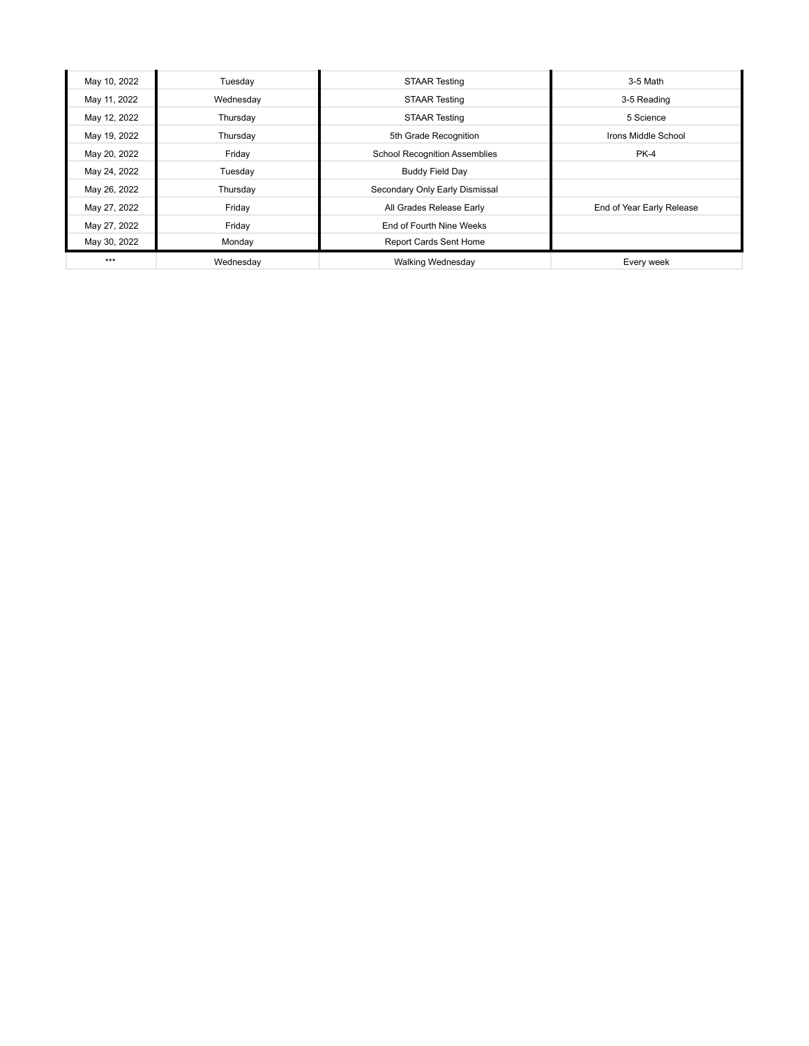| | | | |
|---|---|---|---|
| May 10, 2022 | Tuesday | STAAR Testing | 3-5 Math |
| May 11, 2022 | Wednesday | STAAR Testing | 3-5 Reading |
| May 12, 2022 | Thursday | STAAR Testing | 5 Science |
| May 19, 2022 | Thursday | 5th Grade Recognition | Irons Middle School |
| May 20, 2022 | Friday | School Recognition Assemblies | PK-4 |
| May 24, 2022 | Tuesday | Buddy Field Day | |
| May 26, 2022 | Thursday | Secondary Only Early Dismissal | |
| May 27, 2022 | Friday | All Grades Release Early | End of Year Early Release |
| May 27, 2022 | Friday | End of Fourth Nine Weeks | |
| May 30, 2022 | Monday | Report Cards Sent Home | |
| *** | Wednesday | Walking Wednesday | Every week |